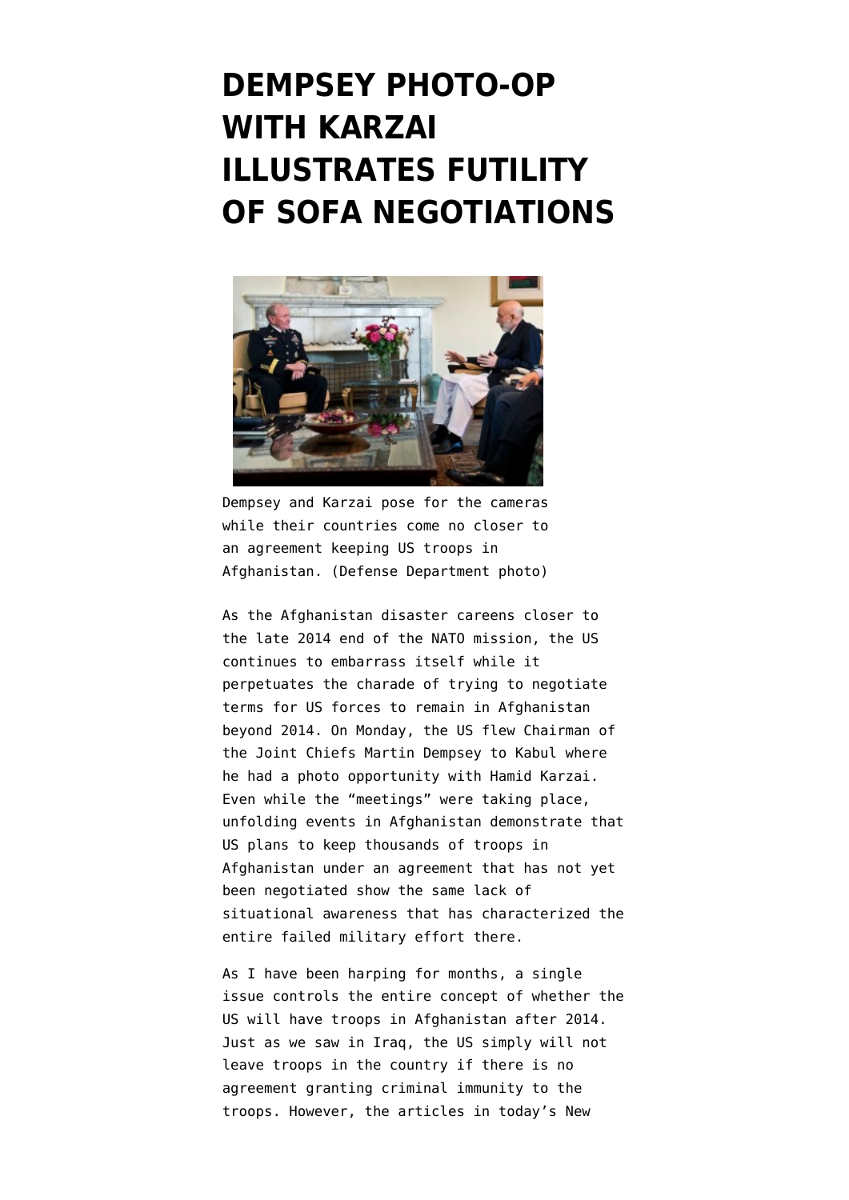# DEMPSEY PHOTO-OP WITH KARZAI ILLUSTRATES FUTILITY OF SOFA NEGOTIATIONS

Dempsey and Karzai pose for the cameras while their countries come no closer to an agreement keeping US troops in Afghanistan. (Defense Department photo)

As the Afghanistan disaster careens closer to the late 2014 end of the NATO mission, the US continues to embarrass itself while it perpetuates the charade of trying to negotiate terms for US forces to remain in Afghanistan beyond 2014. On Monday, the US flew Chairman of the Joint Chiefs Martin Dempsey to Kabul where he had a photo opportunity with Hamid Karzai. Even while the "meetings" were taking place, unfolding events in Afghanistan demonstrate that US plans to keep thousands of troops in Afghanistan under an agreement that has not yet been negotiated show the same lack of situational awareness that has characterized the entire failed military effort there.

As I have been harping for months, a single issue controls the entire concept of whether the US will have troops in Afghanistan after 2014. Just as we saw in Iraq, the US simply will not leave troops in the country if there is no agreement granting criminal immunity to the troops. However, the articles in today's New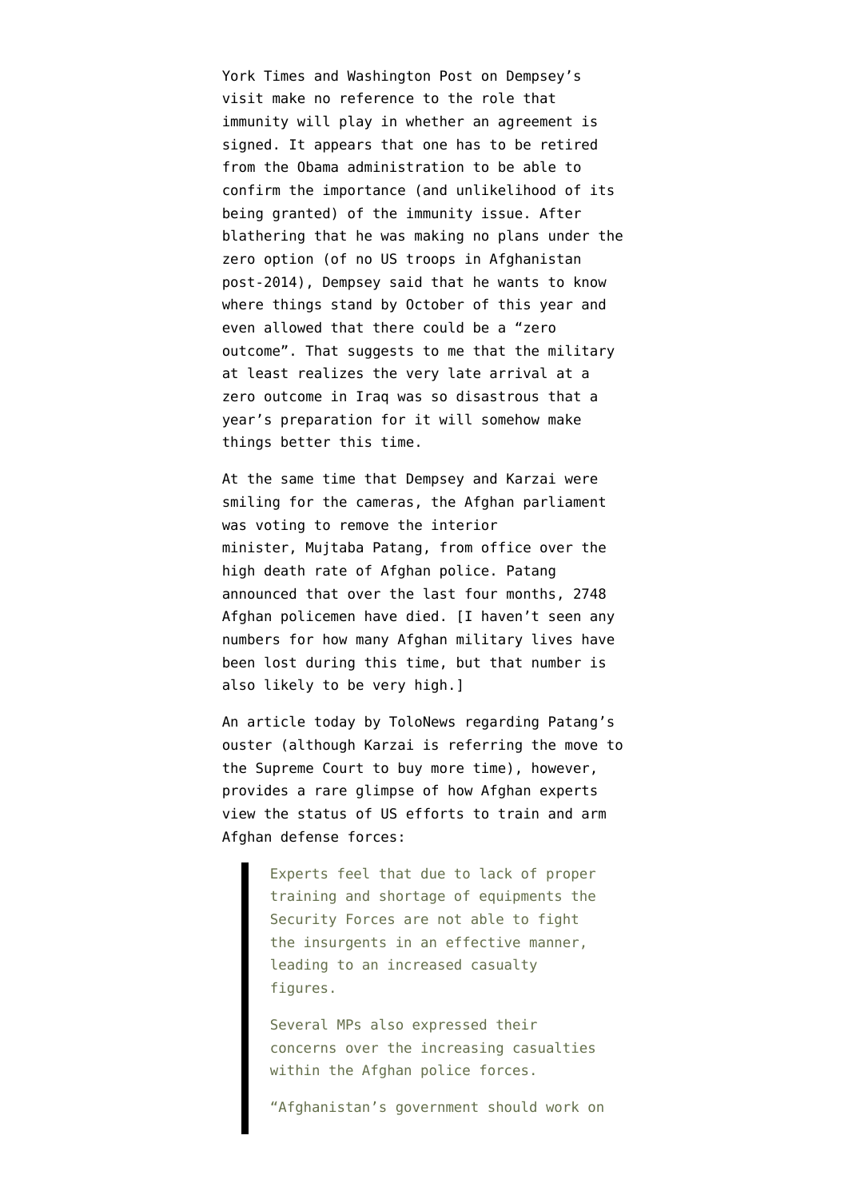York Times and Washington Post on Dempsey's visit make no reference to the role that immunity will play in whether an agreement is signed. It appears that one has to be retired from the Obama administration to be able to confirm the importance (and unlikelihood of its being granted) of the immunity issue. After blathering that he was making no plans under the zero option (of no US troops in Afghanistan post-2014), Dempsey said that he wants to know where things stand by October of this year and even allowed that there could be a "zero outcome". That suggests to me that the military at least realizes the very late arrival at a zero outcome in Iraq was so disastrous that a year's preparation for it will somehow make things better this time.

At the same time that Dempsey and Karzai were smiling for the cameras, the Afghan parliament was voting to remove the interior minister, Mujtaba Patang, from office over the high death rate of Afghan police. Patang announced that over the last four months, 2748 Afghan policemen have died. [I haven't seen any numbers for how many Afghan military lives have been lost during this time, but that number is also likely to be very high.]

An article today by ToloNews regarding Patang's ouster (although Karzai is referring the move to the Supreme Court to buy more time), however, provides a rare glimpse of how Afghan experts view the status of US efforts to train and arm Afghan defense forces:

> Experts feel that due to lack of proper training and shortage of equipments the Security Forces are not able to fight the insurgents in an effective manner, leading to an increased casualty figures.
>
> Several MPs also expressed their concerns over the increasing casualties within the Afghan police forces.
>
> "Afghanistan's government should work on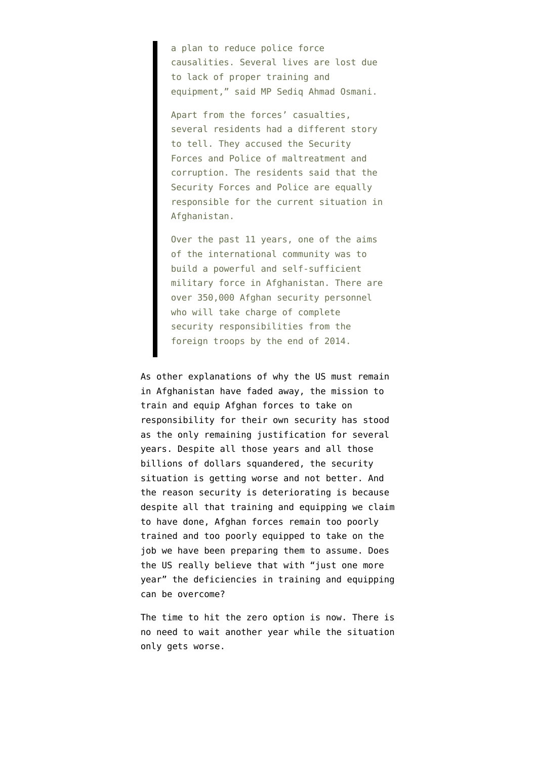> a plan to reduce police force causalities. Several lives are lost due to lack of proper training and equipment," said MP Sediq Ahmad Osmani.
>
> Apart from the forces' casualties, several residents had a different story to tell. They accused the Security Forces and Police of maltreatment and corruption. The residents said that the Security Forces and Police are equally responsible for the current situation in Afghanistan.
>
> Over the past 11 years, one of the aims of the international community was to build a powerful and self-sufficient military force in Afghanistan. There are over 350,000 Afghan security personnel who will take charge of complete security responsibilities from the foreign troops by the end of 2014.

As other explanations of why the US must remain in Afghanistan have faded away, the mission to train and equip Afghan forces to take on responsibility for their own security has stood as the only remaining justification for several years. Despite all those years and all those billions of dollars squandered, the security situation is getting worse and not better. And the reason security is deteriorating is because despite all that training and equipping we claim to have done, Afghan forces remain too poorly trained and too poorly equipped to take on the job we have been preparing them to assume. Does the US really believe that with "just one more year" the deficiencies in training and equipping can be overcome?

The time to hit the zero option is now. There is no need to wait another year while the situation only gets worse.